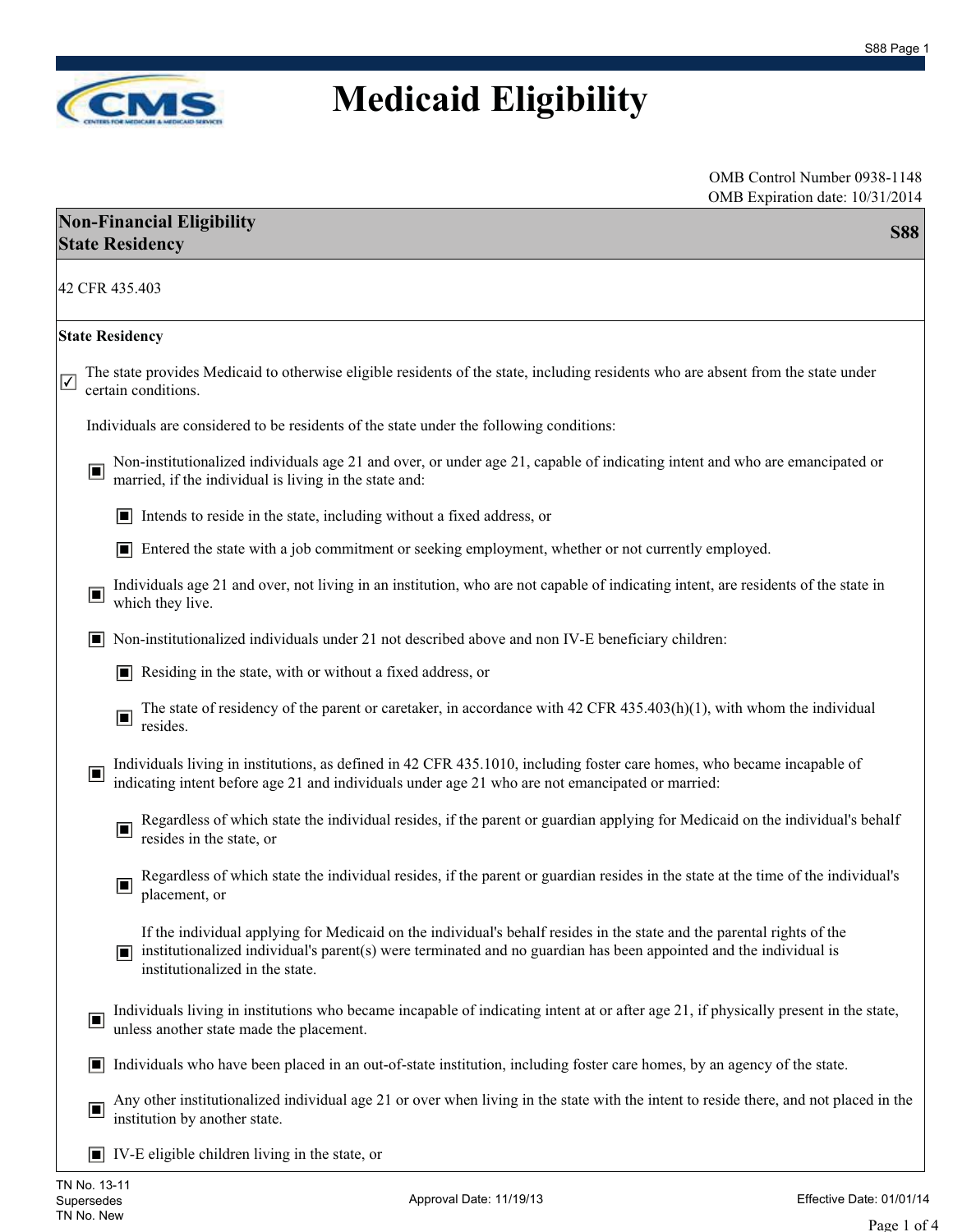# Medicaid Eligibility

OMB Control Number 0938-1148
OMB Expiration date: 10/31/2014

## Non-Financial Eligibility — State Residency (S88)

42 CFR 435.403

### State Residency

☑ The state provides Medicaid to otherwise eligible residents of the state, including residents who are absent from the state under certain conditions.

Individuals are considered to be residents of the state under the following conditions:

- ■ Non-institutionalized individuals age 21 and over, or under age 21, capable of indicating intent and who are emancipated or married, if the individual is living in the state and:
  - ■ Intends to reside in the state, including without a fixed address, or
  - ■ Entered the state with a job commitment or seeking employment, whether or not currently employed.
- ■ Individuals age 21 and over, not living in an institution, who are not capable of indicating intent, are residents of the state in which they live.
- ■ Non-institutionalized individuals under 21 not described above and non IV-E beneficiary children:
  - ■ Residing in the state, with or without a fixed address, or
  - ■ The state of residency of the parent or caretaker, in accordance with 42 CFR 435.403(h)(1), with whom the individual resides.
- ■ Individuals living in institutions, as defined in 42 CFR 435.1010, including foster care homes, who became incapable of indicating intent before age 21 and individuals under age 21 who are not emancipated or married:
  - ■ Regardless of which state the individual resides, if the parent or guardian applying for Medicaid on the individual's behalf resides in the state, or
  - ■ Regardless of which state the individual resides, if the parent or guardian resides in the state at the time of the individual's placement, or
  - ■ If the individual applying for Medicaid on the individual's behalf resides in the state and the parental rights of the institutionalized individual's parent(s) were terminated and no guardian has been appointed and the individual is institutionalized in the state.
- ■ Individuals living in institutions who became incapable of indicating intent at or after age 21, if physically present in the state, unless another state made the placement.
- ■ Individuals who have been placed in an out-of-state institution, including foster care homes, by an agency of the state.
- ■ Any other institutionalized individual age 21 or over when living in the state with the intent to reside there, and not placed in the institution by another state.
- ■ IV-E eligible children living in the state, or

TN No. 13-11
Supersedes
TN No. New

Approval Date: 11/19/13

Effective Date: 01/01/14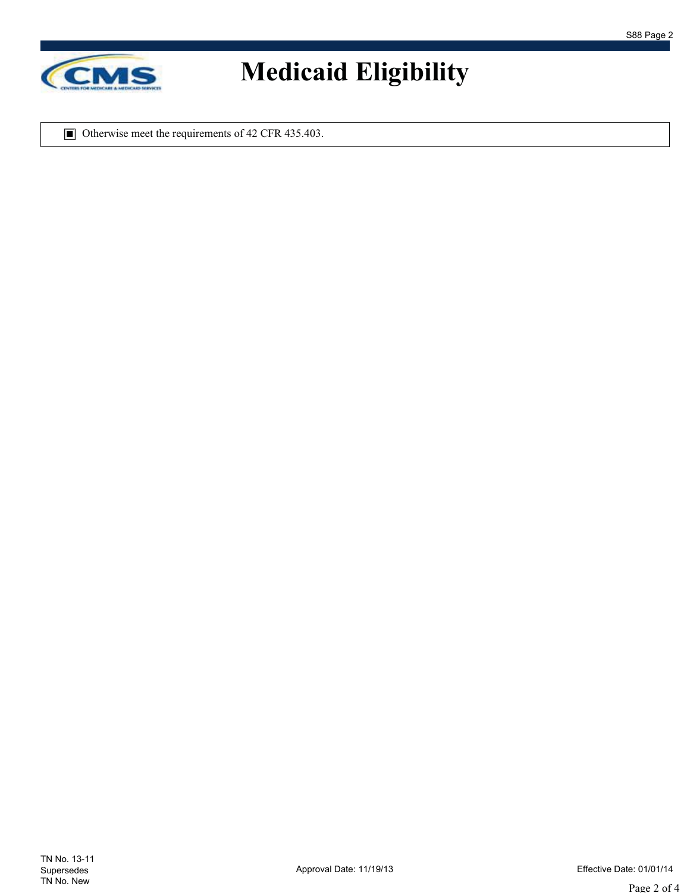# Medicaid Eligibility

- [x] Otherwise meet the requirements of 42 CFR 435.403.

TN No. 13-11
Supersedes
TN No. New

Approval Date: 11/19/13

Effective Date: 01/01/14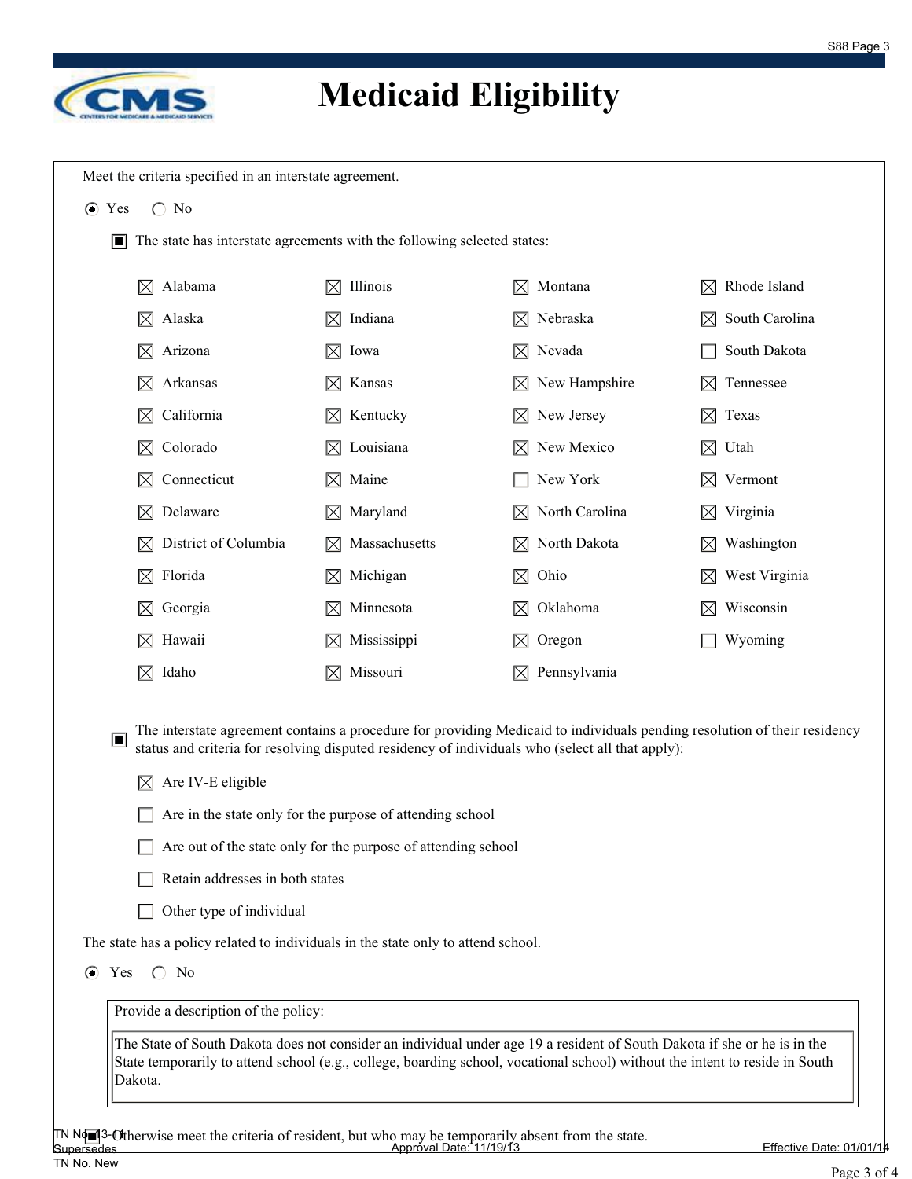# Medicaid Eligibility

Meet the criteria specified in an interstate agreement.

(•) Yes ( ) No

[■] The state has interstate agreements with the following selected states:

| | | | |
|---|---|---|---|
| ☒ Alabama | ☒ Illinois | ☒ Montana | ☒ Rhode Island |
| ☒ Alaska | ☒ Indiana | ☒ Nebraska | ☒ South Carolina |
| ☒ Arizona | ☒ Iowa | ☒ Nevada | ☐ South Dakota |
| ☒ Arkansas | ☒ Kansas | ☒ New Hampshire | ☒ Tennessee |
| ☒ California | ☒ Kentucky | ☒ New Jersey | ☒ Texas |
| ☒ Colorado | ☒ Louisiana | ☒ New Mexico | ☒ Utah |
| ☒ Connecticut | ☒ Maine | ☐ New York | ☒ Vermont |
| ☒ Delaware | ☒ Maryland | ☒ North Carolina | ☒ Virginia |
| ☒ District of Columbia | ☒ Massachusetts | ☒ North Dakota | ☒ Washington |
| ☒ Florida | ☒ Michigan | ☒ Ohio | ☒ West Virginia |
| ☒ Georgia | ☒ Minnesota | ☒ Oklahoma | ☒ Wisconsin |
| ☒ Hawaii | ☒ Mississippi | ☒ Oregon | ☐ Wyoming |
| ☒ Idaho | ☒ Missouri | ☒ Pennsylvania | |

[■] The interstate agreement contains a procedure for providing Medicaid to individuals pending resolution of their residency status and criteria for resolving disputed residency of individuals who (select all that apply):

- ☒ Are IV-E eligible
- ☐ Are in the state only for the purpose of attending school
- ☐ Are out of the state only for the purpose of attending school
- ☐ Retain addresses in both states
- ☐ Other type of individual

The state has a policy related to individuals in the state only to attend school.

(•) Yes ( ) No

Provide a description of the policy:

The State of South Dakota does not consider an individual under age 19 a resident of South Dakota if she or he is in the State temporarily to attend school (e.g., college, boarding school, vocational school) without the intent to reside in South Dakota.

[■] Otherwise meet the criteria of resident, but who may be temporarily absent from the state.

TN No. 13-01
Supersedes
TN No. New

Approval Date: 11/19/13

Effective Date: 01/01/14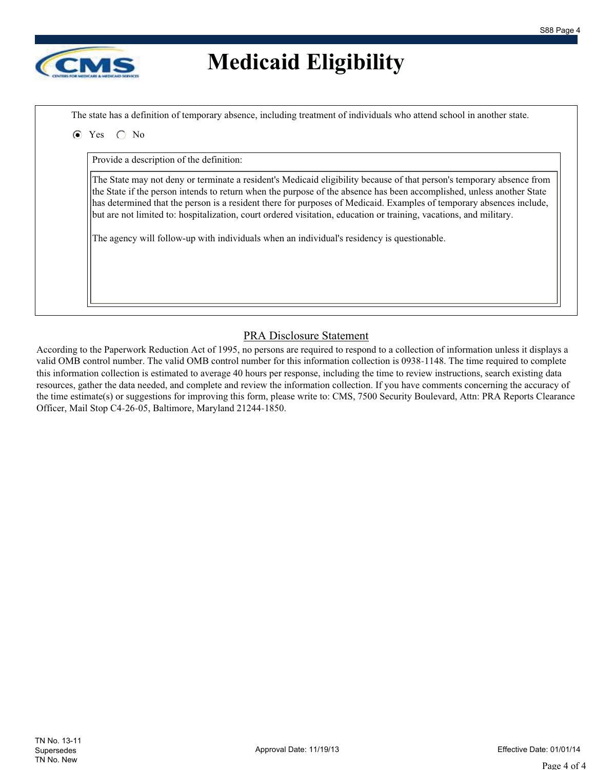# Medicaid Eligibility

The state has a definition of temporary absence, including treatment of individuals who attend school in another state.

(•) Yes ( ) No

Provide a description of the definition:

The State may not deny or terminate a resident's Medicaid eligibility because of that person's temporary absence from the State if the person intends to return when the purpose of the absence has been accomplished, unless another State has determined that the person is a resident there for purposes of Medicaid. Examples of temporary absences include, but are not limited to: hospitalization, court ordered visitation, education or training, vacations, and military.

The agency will follow-up with individuals when an individual's residency is questionable.

## PRA Disclosure Statement

According to the Paperwork Reduction Act of 1995, no persons are required to respond to a collection of information unless it displays a valid OMB control number. The valid OMB control number for this information collection is 0938-1148. The time required to complete this information collection is estimated to average 40 hours per response, including the time to review instructions, search existing data resources, gather the data needed, and complete and review the information collection. If you have comments concerning the accuracy of the time estimate(s) or suggestions for improving this form, please write to: CMS, 7500 Security Boulevard, Attn: PRA Reports Clearance Officer, Mail Stop C4-26-05, Baltimore, Maryland 21244-1850.

TN No. 13-11
Supersedes
TN No. New

Approval Date: 11/19/13

Effective Date: 01/01/14